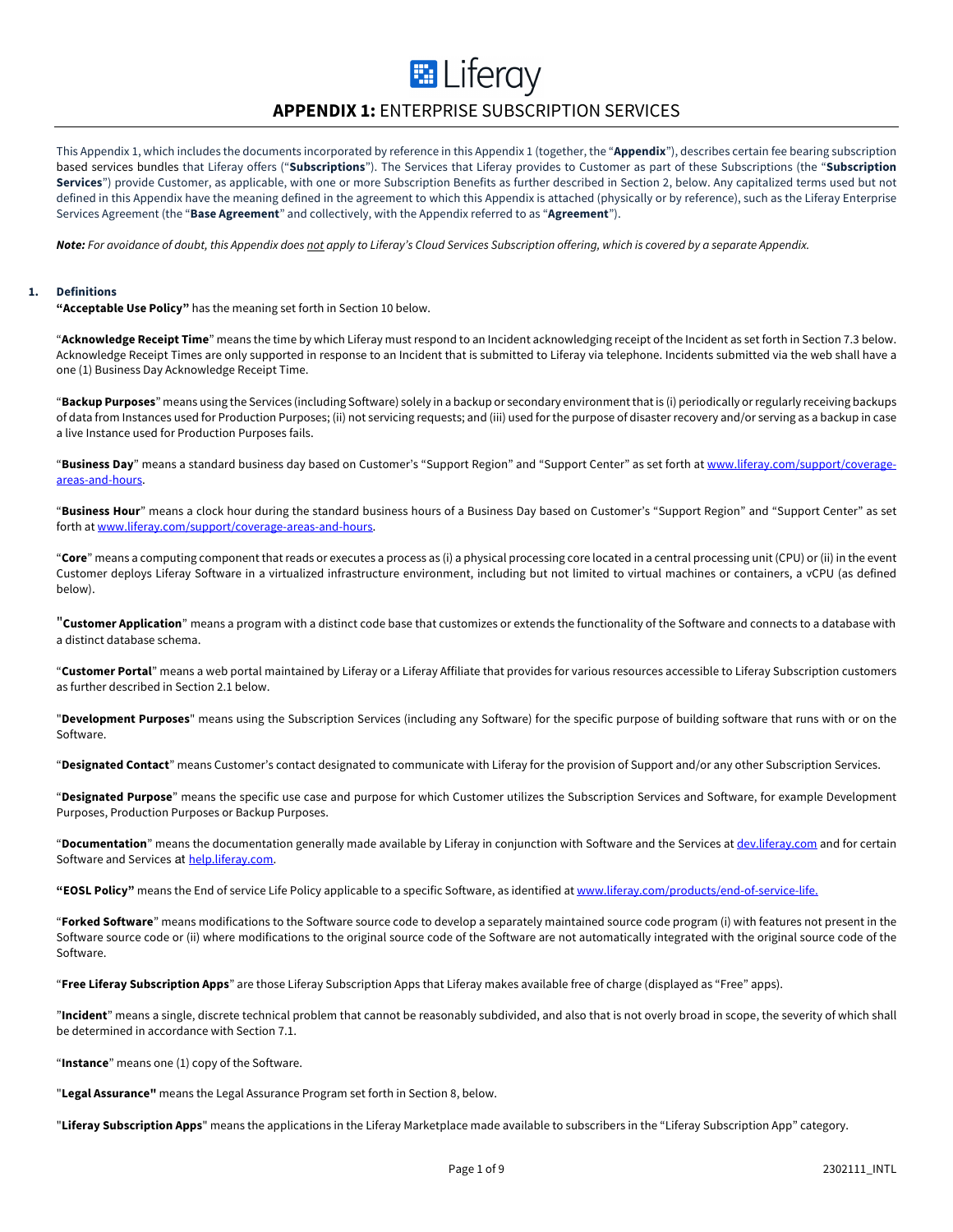# APPENDIX 1: ENTERPRISE SUBSCRIPTION SERVICES

This Appendix 1, which includes the documents incorporated by reference in this Appendix 1 (together, the "**Appendix**"), describes certain fee bearing subscription based services bundles that Liferay offers ("**Subscriptions**"). The Services that Liferay provides to Customer as part of these Subscriptions (the "**Subscription Services**") provide Customer, as applicable, with one or more Subscription Benefits as further described in Section 2, below. Any capitalized terms used but not defined in this Appendix have the meaning defined in the agreement to which this Appendix is attached (physically or by reference), such as the Liferay Enterprise Services Agreement (the "**Base Agreement**" and collectively, with the Appendix referred to as "**Agreement**").

***Note:*** *For avoidance of doubt, this Appendix does not apply to Liferay's Cloud Services Subscription offering, which is covered by a separate Appendix.*

## 1. Definitions

**"Acceptable Use Policy"** has the meaning set forth in Section 10 below.

"**Acknowledge Receipt Time**" means the time by which Liferay must respond to an Incident acknowledging receipt of the Incident as set forth in Section 7.3 below. Acknowledge Receipt Times are only supported in response to an Incident that is submitted to Liferay via telephone. Incidents submitted via the web shall have a one (1) Business Day Acknowledge Receipt Time.

"**Backup Purposes**" means using the Services (including Software) solely in a backup or secondary environment that is (i) periodically or regularly receiving backups of data from Instances used for Production Purposes; (ii) not servicing requests; and (iii) used for the purpose of disaster recovery and/or serving as a backup in case a live Instance used for Production Purposes fails.

"**Business Day**" means a standard business day based on Customer's "Support Region" and "Support Center" as set forth at www.liferay.com/support/coverage-areas-and-hours.

"**Business Hour**" means a clock hour during the standard business hours of a Business Day based on Customer's "Support Region" and "Support Center" as set forth at www.liferay.com/support/coverage-areas-and-hours.

"**Core**" means a computing component that reads or executes a process as (i) a physical processing core located in a central processing unit (CPU) or (ii) in the event Customer deploys Liferay Software in a virtualized infrastructure environment, including but not limited to virtual machines or containers, a vCPU (as defined below).

"**Customer Application**" means a program with a distinct code base that customizes or extends the functionality of the Software and connects to a database with a distinct database schema.

"**Customer Portal**" means a web portal maintained by Liferay or a Liferay Affiliate that provides for various resources accessible to Liferay Subscription customers as further described in Section 2.1 below.

"**Development Purposes**" means using the Subscription Services (including any Software) for the specific purpose of building software that runs with or on the Software.

"**Designated Contact**" means Customer's contact designated to communicate with Liferay for the provision of Support and/or any other Subscription Services.

"**Designated Purpose**" means the specific use case and purpose for which Customer utilizes the Subscription Services and Software, for example Development Purposes, Production Purposes or Backup Purposes.

"**Documentation**" means the documentation generally made available by Liferay in conjunction with Software and the Services at dev.liferay.com and for certain Software and Services at help.liferay.com.

**"EOSL Policy"** means the End of service Life Policy applicable to a specific Software, as identified at www.liferay.com/products/end-of-service-life.

"**Forked Software**" means modifications to the Software source code to develop a separately maintained source code program (i) with features not present in the Software source code or (ii) where modifications to the original source code of the Software are not automatically integrated with the original source code of the Software.

"**Free Liferay Subscription Apps**" are those Liferay Subscription Apps that Liferay makes available free of charge (displayed as "Free" apps).

"**Incident**" means a single, discrete technical problem that cannot be reasonably subdivided, and also that is not overly broad in scope, the severity of which shall be determined in accordance with Section 7.1.

"**Instance**" means one (1) copy of the Software.

"**Legal Assurance"** means the Legal Assurance Program set forth in Section 8, below.

"**Liferay Subscription Apps**" means the applications in the Liferay Marketplace made available to subscribers in the "Liferay Subscription App" category.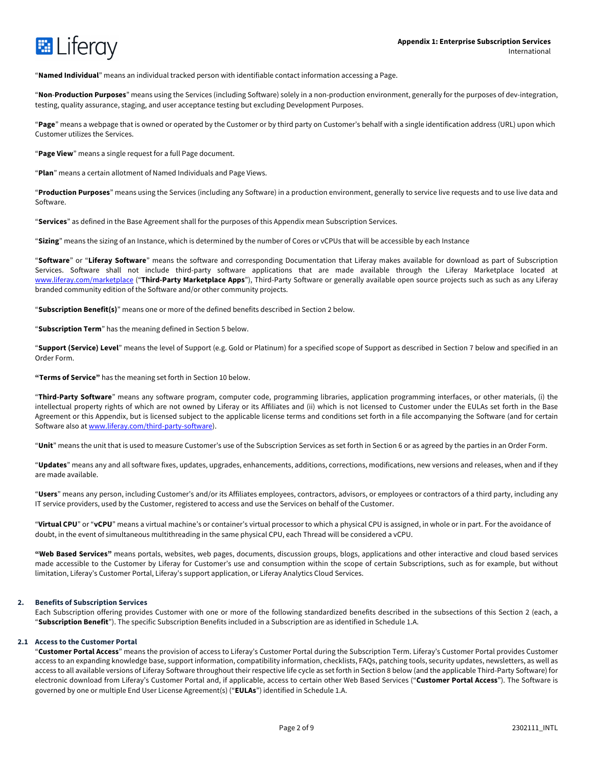"**Named Individual**" means an individual tracked person with identifiable contact information accessing a Page.

"**Non**-**Production Purposes**" means using the Services (including Software) solely in a non-production environment, generally for the purposes of dev-integration, testing, quality assurance, staging, and user acceptance testing but excluding Development Purposes.

"**Page**" means a webpage that is owned or operated by the Customer or by third party on Customer's behalf with a single identification address (URL) upon which Customer utilizes the Services.

"**Page View**" means a single request for a full Page document.

"**Plan**" means a certain allotment of Named Individuals and Page Views.

"**Production Purposes**" means using the Services (including any Software) in a production environment, generally to service live requests and to use live data and Software.

"**Services**" as defined in the Base Agreement shall for the purposes of this Appendix mean Subscription Services.

"**Sizing**" means the sizing of an Instance, which is determined by the number of Cores or vCPUs that will be accessible by each Instance

"**Software**" or "**Liferay Software**" means the software and corresponding Documentation that Liferay makes available for download as part of Subscription Services. Software shall not include third-party software applications that are made available through the Liferay Marketplace located at www.liferay.com/marketplace ("**Third-Party Marketplace Apps**"), Third-Party Software or generally available open source projects such as such as any Liferay branded community edition of the Software and/or other community projects.

"**Subscription Benefit(s)**" means one or more of the defined benefits described in Section 2 below.

"**Subscription Term**" has the meaning defined in Section 5 below.

"**Support (Service) Level**" means the level of Support (e.g. Gold or Platinum) for a specified scope of Support as described in Section 7 below and specified in an Order Form.

**"Terms of Service"** has the meaning set forth in Section 10 below.

"**Third-Party Software**" means any software program, computer code, programming libraries, application programming interfaces, or other materials, (i) the intellectual property rights of which are not owned by Liferay or its Affiliates and (ii) which is not licensed to Customer under the EULAs set forth in the Base Agreement or this Appendix, but is licensed subject to the applicable license terms and conditions set forth in a file accompanying the Software (and for certain Software also at www.liferay.com/third-party-software).

"**Unit**" means the unit that is used to measure Customer's use of the Subscription Services as set forth in Section 6 or as agreed by the parties in an Order Form.

"**Updates**" means any and all software fixes, updates, upgrades, enhancements, additions, corrections, modifications, new versions and releases, when and if they are made available.

"**Users**" means any person, including Customer's and/or its Affiliates employees, contractors, advisors, or employees or contractors of a third party, including any IT service providers, used by the Customer, registered to access and use the Services on behalf of the Customer.

"**Virtual CPU**" or "**vCPU**" means a virtual machine's or container's virtual processor to which a physical CPU is assigned, in whole or in part. For the avoidance of doubt, in the event of simultaneous multithreading in the same physical CPU, each Thread will be considered a vCPU.

**"Web Based Services"** means portals, websites, web pages, documents, discussion groups, blogs, applications and other interactive and cloud based services made accessible to the Customer by Liferay for Customer's use and consumption within the scope of certain Subscriptions, such as for example, but without limitation, Liferay's Customer Portal, Liferay's support application, or Liferay Analytics Cloud Services.

## 2. Benefits of Subscription Services

Each Subscription offering provides Customer with one or more of the following standardized benefits described in the subsections of this Section 2 (each, a "**Subscription Benefit**"). The specific Subscription Benefits included in a Subscription are as identified in Schedule 1.A.

### 2.1 Access to the Customer Portal

"**Customer Portal Access**" means the provision of access to Liferay's Customer Portal during the Subscription Term. Liferay's Customer Portal provides Customer access to an expanding knowledge base, support information, compatibility information, checklists, FAQs, patching tools, security updates, newsletters, as well as access to all available versions of Liferay Software throughout their respective life cycle as set forth in Section 8 below (and the applicable Third-Party Software) for electronic download from Liferay's Customer Portal and, if applicable, access to certain other Web Based Services ("**Customer Portal Access**"). The Software is governed by one or multiple End User License Agreement(s) ("**EULAs**") identified in Schedule 1.A.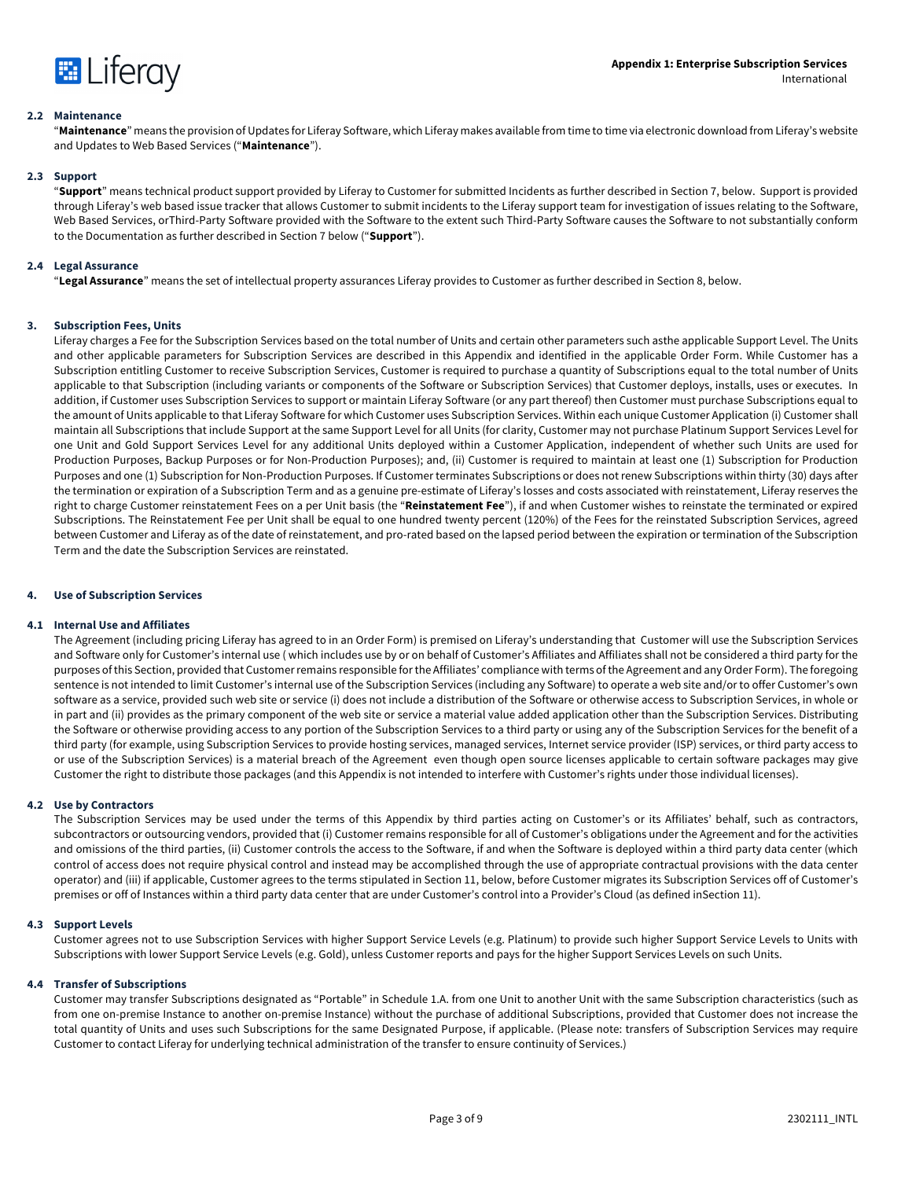### 2.2 Maintenance

"**Maintenance**" means the provision of Updates for Liferay Software, which Liferay makes available from time to time via electronic download from Liferay's website and Updates to Web Based Services ("**Maintenance**").

### 2.3 Support

"**Support**" means technical product support provided by Liferay to Customer for submitted Incidents as further described in Section 7, below. Support is provided through Liferay's web based issue tracker that allows Customer to submit incidents to the Liferay support team for investigation of issues relating to the Software, Web Based Services, orThird-Party Software provided with the Software to the extent such Third-Party Software causes the Software to not substantially conform to the Documentation as further described in Section 7 below ("**Support**").

### 2.4 Legal Assurance

"**Legal Assurance**" means the set of intellectual property assurances Liferay provides to Customer as further described in Section 8, below.

## 3. Subscription Fees, Units

Liferay charges a Fee for the Subscription Services based on the total number of Units and certain other parameters such asthe applicable Support Level. The Units and other applicable parameters for Subscription Services are described in this Appendix and identified in the applicable Order Form. While Customer has a Subscription entitling Customer to receive Subscription Services, Customer is required to purchase a quantity of Subscriptions equal to the total number of Units applicable to that Subscription (including variants or components of the Software or Subscription Services) that Customer deploys, installs, uses or executes. In addition, if Customer uses Subscription Services to support or maintain Liferay Software (or any part thereof) then Customer must purchase Subscriptions equal to the amount of Units applicable to that Liferay Software for which Customer uses Subscription Services. Within each unique Customer Application (i) Customer shall maintain all Subscriptions that include Support at the same Support Level for all Units (for clarity, Customer may not purchase Platinum Support Services Level for one Unit and Gold Support Services Level for any additional Units deployed within a Customer Application, independent of whether such Units are used for Production Purposes, Backup Purposes or for Non-Production Purposes); and, (ii) Customer is required to maintain at least one (1) Subscription for Production Purposes and one (1) Subscription for Non-Production Purposes. If Customer terminates Subscriptions or does not renew Subscriptions within thirty (30) days after the termination or expiration of a Subscription Term and as a genuine pre-estimate of Liferay's losses and costs associated with reinstatement, Liferay reserves the right to charge Customer reinstatement Fees on a per Unit basis (the "**Reinstatement Fee**"), if and when Customer wishes to reinstate the terminated or expired Subscriptions. The Reinstatement Fee per Unit shall be equal to one hundred twenty percent (120%) of the Fees for the reinstated Subscription Services, agreed between Customer and Liferay as of the date of reinstatement, and pro-rated based on the lapsed period between the expiration or termination of the Subscription Term and the date the Subscription Services are reinstated.

## 4. Use of Subscription Services

### 4.1 Internal Use and Affiliates

The Agreement (including pricing Liferay has agreed to in an Order Form) is premised on Liferay's understanding that Customer will use the Subscription Services and Software only for Customer's internal use ( which includes use by or on behalf of Customer's Affiliates and Affiliates shall not be considered a third party for the purposes of this Section, provided that Customer remains responsible for the Affiliates' compliance with terms of the Agreement and any Order Form). The foregoing sentence is not intended to limit Customer's internal use of the Subscription Services (including any Software) to operate a web site and/or to offer Customer's own software as a service, provided such web site or service (i) does not include a distribution of the Software or otherwise access to Subscription Services, in whole or in part and (ii) provides as the primary component of the web site or service a material value added application other than the Subscription Services. Distributing the Software or otherwise providing access to any portion of the Subscription Services to a third party or using any of the Subscription Services for the benefit of a third party (for example, using Subscription Services to provide hosting services, managed services, Internet service provider (ISP) services, or third party access to or use of the Subscription Services) is a material breach of the Agreement even though open source licenses applicable to certain software packages may give Customer the right to distribute those packages (and this Appendix is not intended to interfere with Customer's rights under those individual licenses).

### 4.2 Use by Contractors

The Subscription Services may be used under the terms of this Appendix by third parties acting on Customer's or its Affiliates' behalf, such as contractors, subcontractors or outsourcing vendors, provided that (i) Customer remains responsible for all of Customer's obligations under the Agreement and for the activities and omissions of the third parties, (ii) Customer controls the access to the Software, if and when the Software is deployed within a third party data center (which control of access does not require physical control and instead may be accomplished through the use of appropriate contractual provisions with the data center operator) and (iii) if applicable, Customer agrees to the terms stipulated in Section 11, below, before Customer migrates its Subscription Services off of Customer's premises or off of Instances within a third party data center that are under Customer's control into a Provider's Cloud (as defined inSection 11).

### 4.3 Support Levels

Customer agrees not to use Subscription Services with higher Support Service Levels (e.g. Platinum) to provide such higher Support Service Levels to Units with Subscriptions with lower Support Service Levels (e.g. Gold), unless Customer reports and pays for the higher Support Services Levels on such Units.

### 4.4 Transfer of Subscriptions

Customer may transfer Subscriptions designated as "Portable" in Schedule 1.A. from one Unit to another Unit with the same Subscription characteristics (such as from one on-premise Instance to another on-premise Instance) without the purchase of additional Subscriptions, provided that Customer does not increase the total quantity of Units and uses such Subscriptions for the same Designated Purpose, if applicable. (Please note: transfers of Subscription Services may require Customer to contact Liferay for underlying technical administration of the transfer to ensure continuity of Services.)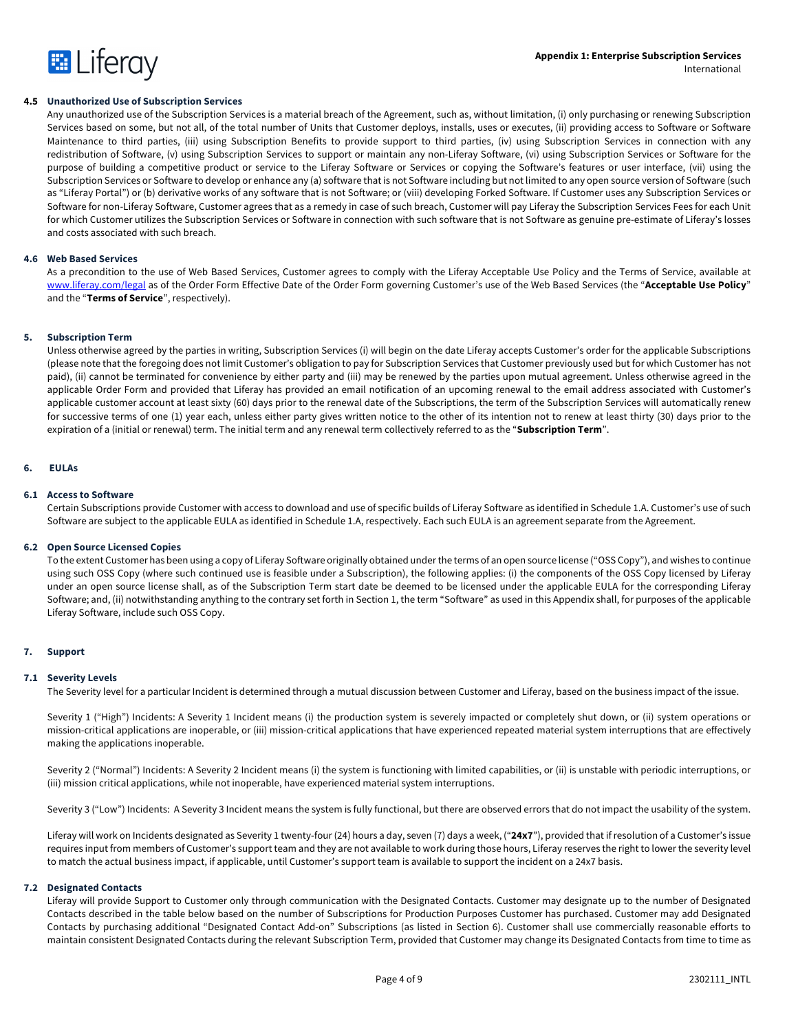### 4.5 Unauthorized Use of Subscription Services

Any unauthorized use of the Subscription Services is a material breach of the Agreement, such as, without limitation, (i) only purchasing or renewing Subscription Services based on some, but not all, of the total number of Units that Customer deploys, installs, uses or executes, (ii) providing access to Software or Software Maintenance to third parties, (iii) using Subscription Benefits to provide support to third parties, (iv) using Subscription Services in connection with any redistribution of Software, (v) using Subscription Services to support or maintain any non-Liferay Software, (vi) using Subscription Services or Software for the purpose of building a competitive product or service to the Liferay Software or Services or copying the Software's features or user interface, (vii) using the Subscription Services or Software to develop or enhance any (a) software that is not Software including but not limited to any open source version of Software (such as "Liferay Portal") or (b) derivative works of any software that is not Software; or (viii) developing Forked Software. If Customer uses any Subscription Services or Software for non-Liferay Software, Customer agrees that as a remedy in case of such breach, Customer will pay Liferay the Subscription Services Fees for each Unit for which Customer utilizes the Subscription Services or Software in connection with such software that is not Software as genuine pre-estimate of Liferay's losses and costs associated with such breach.

### 4.6 Web Based Services

As a precondition to the use of Web Based Services, Customer agrees to comply with the Liferay Acceptable Use Policy and the Terms of Service, available at www.liferay.com/legal as of the Order Form Effective Date of the Order Form governing Customer's use of the Web Based Services (the "**Acceptable Use Policy**" and the "**Terms of Service**", respectively).

## 5. Subscription Term

Unless otherwise agreed by the parties in writing, Subscription Services (i) will begin on the date Liferay accepts Customer's order for the applicable Subscriptions (please note that the foregoing does not limit Customer's obligation to pay for Subscription Services that Customer previously used but for which Customer has not paid), (ii) cannot be terminated for convenience by either party and (iii) may be renewed by the parties upon mutual agreement. Unless otherwise agreed in the applicable Order Form and provided that Liferay has provided an email notification of an upcoming renewal to the email address associated with Customer's applicable customer account at least sixty (60) days prior to the renewal date of the Subscriptions, the term of the Subscription Services will automatically renew for successive terms of one (1) year each, unless either party gives written notice to the other of its intention not to renew at least thirty (30) days prior to the expiration of a (initial or renewal) term. The initial term and any renewal term collectively referred to as the "**Subscription Term**".

## 6. EULAs

### 6.1 Access to Software

Certain Subscriptions provide Customer with access to download and use of specific builds of Liferay Software as identified in Schedule 1.A. Customer's use of such Software are subject to the applicable EULA as identified in Schedule 1.A, respectively. Each such EULA is an agreement separate from the Agreement.

### 6.2 Open Source Licensed Copies

To the extent Customer has been using a copy of Liferay Software originally obtained under the terms of an open source license ("OSS Copy"), and wishes to continue using such OSS Copy (where such continued use is feasible under a Subscription), the following applies: (i) the components of the OSS Copy licensed by Liferay under an open source license shall, as of the Subscription Term start date be deemed to be licensed under the applicable EULA for the corresponding Liferay Software; and, (ii) notwithstanding anything to the contrary set forth in Section 1, the term "Software" as used in this Appendix shall, for purposes of the applicable Liferay Software, include such OSS Copy.

## 7. Support

### 7.1 Severity Levels

The Severity level for a particular Incident is determined through a mutual discussion between Customer and Liferay, based on the business impact of the issue.

Severity 1 ("High") Incidents: A Severity 1 Incident means (i) the production system is severely impacted or completely shut down, or (ii) system operations or mission-critical applications are inoperable, or (iii) mission-critical applications that have experienced repeated material system interruptions that are effectively making the applications inoperable.

Severity 2 ("Normal") Incidents: A Severity 2 Incident means (i) the system is functioning with limited capabilities, or (ii) is unstable with periodic interruptions, or (iii) mission critical applications, while not inoperable, have experienced material system interruptions.

Severity 3 ("Low") Incidents: A Severity 3 Incident means the system is fully functional, but there are observed errors that do not impact the usability of the system.

Liferay will work on Incidents designated as Severity 1 twenty-four (24) hours a day, seven (7) days a week, ("**24x7**"), provided that if resolution of a Customer's issue requires input from members of Customer's support team and they are not available to work during those hours, Liferay reserves the right to lower the severity level to match the actual business impact, if applicable, until Customer's support team is available to support the incident on a 24x7 basis.

### 7.2 Designated Contacts

Liferay will provide Support to Customer only through communication with the Designated Contacts. Customer may designate up to the number of Designated Contacts described in the table below based on the number of Subscriptions for Production Purposes Customer has purchased. Customer may add Designated Contacts by purchasing additional "Designated Contact Add-on" Subscriptions (as listed in Section 6). Customer shall use commercially reasonable efforts to maintain consistent Designated Contacts during the relevant Subscription Term, provided that Customer may change its Designated Contacts from time to time as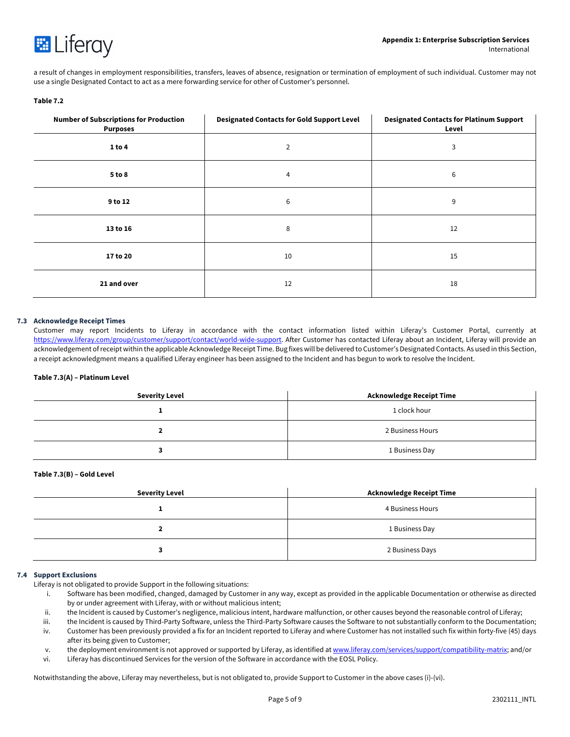a result of changes in employment responsibilities, transfers, leaves of absence, resignation or termination of employment of such individual. Customer may not use a single Designated Contact to act as a mere forwarding service for other of Customer's personnel.

**Table 7.2**

| Number of Subscriptions for Production Purposes | Designated Contacts for Gold Support Level | Designated Contacts for Platinum Support Level |
|---|---|---|
| **1 to 4** | 2 | 3 |
| **5 to 8** | 4 | 6 |
| **9 to 12** | 6 | 9 |
| **13 to 16** | 8 | 12 |
| **17 to 20** | 10 | 15 |
| **21 and over** | 12 | 18 |

### 7.3 Acknowledge Receipt Times

Customer may report Incidents to Liferay in accordance with the contact information listed within Liferay's Customer Portal, currently at https://www.liferay.com/group/customer/support/contact/world-wide-support. After Customer has contacted Liferay about an Incident, Liferay will provide an acknowledgement of receipt within the applicable Acknowledge Receipt Time. Bug fixes will be delivered to Customer's Designated Contacts. As used in this Section, a receipt acknowledgment means a qualified Liferay engineer has been assigned to the Incident and has begun to work to resolve the Incident.

**Table 7.3(A) – Platinum Level**

| Severity Level | Acknowledge Receipt Time |
|---|---|
| **1** | 1 clock hour |
| **2** | 2 Business Hours |
| **3** | 1 Business Day |

**Table 7.3(B) – Gold Level**

| Severity Level | Acknowledge Receipt Time |
|---|---|
| **1** | 4 Business Hours |
| **2** | 1 Business Day |
| **3** | 2 Business Days |

### 7.4 Support Exclusions

Liferay is not obligated to provide Support in the following situations:

i. Software has been modified, changed, damaged by Customer in any way, except as provided in the applicable Documentation or otherwise as directed by or under agreement with Liferay, with or without malicious intent;
ii. the Incident is caused by Customer's negligence, malicious intent, hardware malfunction, or other causes beyond the reasonable control of Liferay;
iii. the Incident is caused by Third-Party Software, unless the Third-Party Software causes the Software to not substantially conform to the Documentation;
iv. Customer has been previously provided a fix for an Incident reported to Liferay and where Customer has not installed such fix within forty-five (45) days after its being given to Customer;
v. the deployment environment is not approved or supported by Liferay, as identified at www.liferay.com/services/support/compatibility-matrix; and/or
vi. Liferay has discontinued Services for the version of the Software in accordance with the EOSL Policy.

Notwithstanding the above, Liferay may nevertheless, but is not obligated to, provide Support to Customer in the above cases (i)-(vi).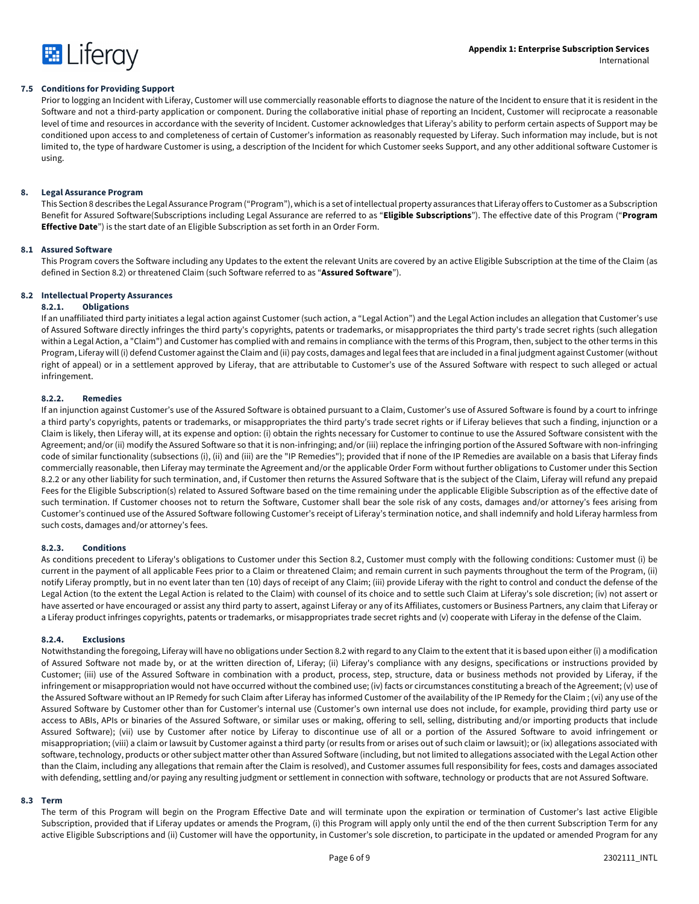### 7.5 Conditions for Providing Support

Prior to logging an Incident with Liferay, Customer will use commercially reasonable efforts to diagnose the nature of the Incident to ensure that it is resident in the Software and not a third-party application or component. During the collaborative initial phase of reporting an Incident, Customer will reciprocate a reasonable level of time and resources in accordance with the severity of Incident. Customer acknowledges that Liferay's ability to perform certain aspects of Support may be conditioned upon access to and completeness of certain of Customer's information as reasonably requested by Liferay. Such information may include, but is not limited to, the type of hardware Customer is using, a description of the Incident for which Customer seeks Support, and any other additional software Customer is using.

## 8. Legal Assurance Program

This Section 8 describes the Legal Assurance Program ("Program"), which is a set of intellectual property assurances that Liferay offers to Customer as a Subscription Benefit for Assured Software(Subscriptions including Legal Assurance are referred to as "**Eligible Subscriptions**"). The effective date of this Program ("**Program Effective Date**") is the start date of an Eligible Subscription as set forth in an Order Form.

### 8.1 Assured Software

This Program covers the Software including any Updates to the extent the relevant Units are covered by an active Eligible Subscription at the time of the Claim (as defined in Section 8.2) or threatened Claim (such Software referred to as "**Assured Software**").

### 8.2 Intellectual Property Assurances

#### 8.2.1. Obligations

If an unaffiliated third party initiates a legal action against Customer (such action, a "Legal Action") and the Legal Action includes an allegation that Customer's use of Assured Software directly infringes the third party's copyrights, patents or trademarks, or misappropriates the third party's trade secret rights (such allegation within a Legal Action, a "Claim") and Customer has complied with and remains in compliance with the terms of this Program, then, subject to the other terms in this Program, Liferay will (i) defend Customer against the Claim and (ii) pay costs, damages and legal fees that are included in a final judgment against Customer (without right of appeal) or in a settlement approved by Liferay, that are attributable to Customer's use of the Assured Software with respect to such alleged or actual infringement.

#### 8.2.2. Remedies

If an injunction against Customer's use of the Assured Software is obtained pursuant to a Claim, Customer's use of Assured Software is found by a court to infringe a third party's copyrights, patents or trademarks, or misappropriates the third party's trade secret rights or if Liferay believes that such a finding, injunction or a Claim is likely, then Liferay will, at its expense and option: (i) obtain the rights necessary for Customer to continue to use the Assured Software consistent with the Agreement; and/or (ii) modify the Assured Software so that it is non-infringing; and/or (iii) replace the infringing portion of the Assured Software with non-infringing code of similar functionality (subsections (i), (ii) and (iii) are the "IP Remedies"); provided that if none of the IP Remedies are available on a basis that Liferay finds commercially reasonable, then Liferay may terminate the Agreement and/or the applicable Order Form without further obligations to Customer under this Section 8.2.2 or any other liability for such termination, and, if Customer then returns the Assured Software that is the subject of the Claim, Liferay will refund any prepaid Fees for the Eligible Subscription(s) related to Assured Software based on the time remaining under the applicable Eligible Subscription as of the effective date of such termination. If Customer chooses not to return the Software, Customer shall bear the sole risk of any costs, damages and/or attorney's fees arising from Customer's continued use of the Assured Software following Customer's receipt of Liferay's termination notice, and shall indemnify and hold Liferay harmless from such costs, damages and/or attorney's fees.

#### 8.2.3. Conditions

As conditions precedent to Liferay's obligations to Customer under this Section 8.2, Customer must comply with the following conditions: Customer must (i) be current in the payment of all applicable Fees prior to a Claim or threatened Claim; and remain current in such payments throughout the term of the Program, (ii) notify Liferay promptly, but in no event later than ten (10) days of receipt of any Claim; (iii) provide Liferay with the right to control and conduct the defense of the Legal Action (to the extent the Legal Action is related to the Claim) with counsel of its choice and to settle such Claim at Liferay's sole discretion; (iv) not assert or have asserted or have encouraged or assist any third party to assert, against Liferay or any of its Affiliates, customers or Business Partners, any claim that Liferay or a Liferay product infringes copyrights, patents or trademarks, or misappropriates trade secret rights and (v) cooperate with Liferay in the defense of the Claim.

#### 8.2.4. Exclusions

Notwithstanding the foregoing, Liferay will have no obligations under Section 8.2 with regard to any Claim to the extent that it is based upon either (i) a modification of Assured Software not made by, or at the written direction of, Liferay; (ii) Liferay's compliance with any designs, specifications or instructions provided by Customer; (iii) use of the Assured Software in combination with a product, process, step, structure, data or business methods not provided by Liferay, if the infringement or misappropriation would not have occurred without the combined use; (iv) facts or circumstances constituting a breach of the Agreement; (v) use of the Assured Software without an IP Remedy for such Claim after Liferay has informed Customer of the availability of the IP Remedy for the Claim ; (vi) any use of the Assured Software by Customer other than for Customer's internal use (Customer's own internal use does not include, for example, providing third party use or access to ABIs, APIs or binaries of the Assured Software, or similar uses or making, offering to sell, selling, distributing and/or importing products that include Assured Software); (vii) use by Customer after notice by Liferay to discontinue use of all or a portion of the Assured Software to avoid infringement or misappropriation; (viii) a claim or lawsuit by Customer against a third party (or results from or arises out of such claim or lawsuit); or (ix) allegations associated with software, technology, products or other subject matter other than Assured Software (including, but not limited to allegations associated with the Legal Action other than the Claim, including any allegations that remain after the Claim is resolved), and Customer assumes full responsibility for fees, costs and damages associated with defending, settling and/or paying any resulting judgment or settlement in connection with software, technology or products that are not Assured Software.

### 8.3 Term

The term of this Program will begin on the Program Effective Date and will terminate upon the expiration or termination of Customer's last active Eligible Subscription, provided that if Liferay updates or amends the Program, (i) this Program will apply only until the end of the then current Subscription Term for any active Eligible Subscriptions and (ii) Customer will have the opportunity, in Customer's sole discretion, to participate in the updated or amended Program for any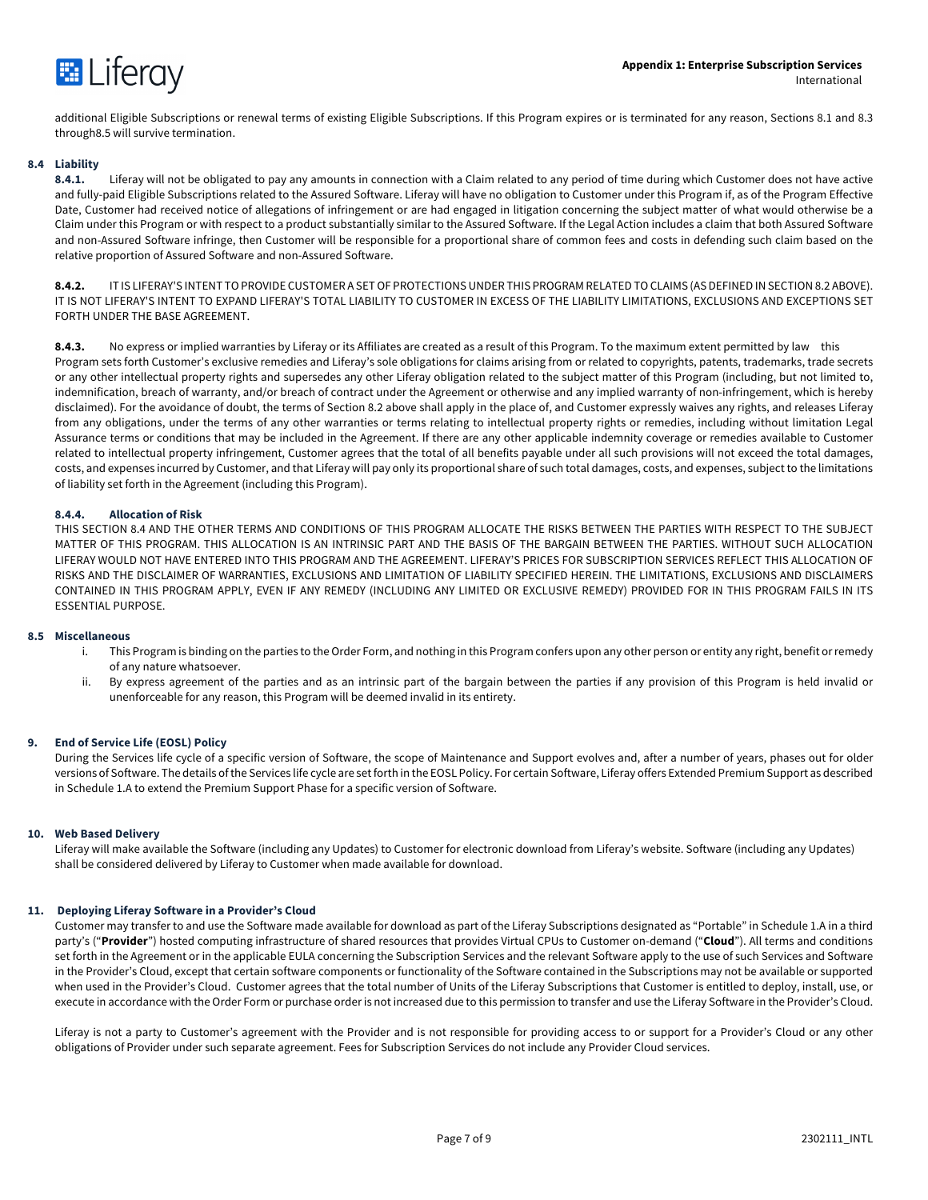additional Eligible Subscriptions or renewal terms of existing Eligible Subscriptions. If this Program expires or is terminated for any reason, Sections 8.1 and 8.3 through8.5 will survive termination.

**8.4 Liability**

**8.4.1.** Liferay will not be obligated to pay any amounts in connection with a Claim related to any period of time during which Customer does not have active and fully-paid Eligible Subscriptions related to the Assured Software. Liferay will have no obligation to Customer under this Program if, as of the Program Effective Date, Customer had received notice of allegations of infringement or are had engaged in litigation concerning the subject matter of what would otherwise be a Claim under this Program or with respect to a product substantially similar to the Assured Software. If the Legal Action includes a claim that both Assured Software and non-Assured Software infringe, then Customer will be responsible for a proportional share of common fees and costs in defending such claim based on the relative proportion of Assured Software and non-Assured Software.

**8.4.2.** IT IS LIFERAY'S INTENT TO PROVIDE CUSTOMER A SET OF PROTECTIONS UNDER THIS PROGRAM RELATED TO CLAIMS (AS DEFINED IN SECTION 8.2 ABOVE). IT IS NOT LIFERAY'S INTENT TO EXPAND LIFERAY'S TOTAL LIABILITY TO CUSTOMER IN EXCESS OF THE LIABILITY LIMITATIONS, EXCLUSIONS AND EXCEPTIONS SET FORTH UNDER THE BASE AGREEMENT.

**8.4.3.** No express or implied warranties by Liferay or its Affiliates are created as a result of this Program. To the maximum extent permitted by law this Program sets forth Customer's exclusive remedies and Liferay's sole obligations for claims arising from or related to copyrights, patents, trademarks, trade secrets or any other intellectual property rights and supersedes any other Liferay obligation related to the subject matter of this Program (including, but not limited to, indemnification, breach of warranty, and/or breach of contract under the Agreement or otherwise and any implied warranty of non-infringement, which is hereby disclaimed). For the avoidance of doubt, the terms of Section 8.2 above shall apply in the place of, and Customer expressly waives any rights, and releases Liferay from any obligations, under the terms of any other warranties or terms relating to intellectual property rights or remedies, including without limitation Legal Assurance terms or conditions that may be included in the Agreement. If there are any other applicable indemnity coverage or remedies available to Customer related to intellectual property infringement, Customer agrees that the total of all benefits payable under all such provisions will not exceed the total damages, costs, and expenses incurred by Customer, and that Liferay will pay only its proportional share of such total damages, costs, and expenses, subject to the limitations of liability set forth in the Agreement (including this Program).

**8.4.4. Allocation of Risk**

THIS SECTION 8.4 AND THE OTHER TERMS AND CONDITIONS OF THIS PROGRAM ALLOCATE THE RISKS BETWEEN THE PARTIES WITH RESPECT TO THE SUBJECT MATTER OF THIS PROGRAM. THIS ALLOCATION IS AN INTRINSIC PART AND THE BASIS OF THE BARGAIN BETWEEN THE PARTIES. WITHOUT SUCH ALLOCATION LIFERAY WOULD NOT HAVE ENTERED INTO THIS PROGRAM AND THE AGREEMENT. LIFERAY'S PRICES FOR SUBSCRIPTION SERVICES REFLECT THIS ALLOCATION OF RISKS AND THE DISCLAIMER OF WARRANTIES, EXCLUSIONS AND LIMITATION OF LIABILITY SPECIFIED HEREIN. THE LIMITATIONS, EXCLUSIONS AND DISCLAIMERS CONTAINED IN THIS PROGRAM APPLY, EVEN IF ANY REMEDY (INCLUDING ANY LIMITED OR EXCLUSIVE REMEDY) PROVIDED FOR IN THIS PROGRAM FAILS IN ITS ESSENTIAL PURPOSE.

**8.5 Miscellaneous**

i. This Program is binding on the parties to the Order Form, and nothing in this Program confers upon any other person or entity any right, benefit or remedy of any nature whatsoever.

ii. By express agreement of the parties and as an intrinsic part of the bargain between the parties if any provision of this Program is held invalid or unenforceable for any reason, this Program will be deemed invalid in its entirety.

## 9. End of Service Life (EOSL) Policy

During the Services life cycle of a specific version of Software, the scope of Maintenance and Support evolves and, after a number of years, phases out for older versions of Software. The details of the Services life cycle are set forth in the EOSL Policy. For certain Software, Liferay offers Extended Premium Support as described in Schedule 1.A to extend the Premium Support Phase for a specific version of Software.

## 10. Web Based Delivery

Liferay will make available the Software (including any Updates) to Customer for electronic download from Liferay's website. Software (including any Updates) shall be considered delivered by Liferay to Customer when made available for download.

## 11. Deploying Liferay Software in a Provider's Cloud

Customer may transfer to and use the Software made available for download as part of the Liferay Subscriptions designated as "Portable" in Schedule 1.A in a third party's ("**Provider**") hosted computing infrastructure of shared resources that provides Virtual CPUs to Customer on-demand ("**Cloud**"). All terms and conditions set forth in the Agreement or in the applicable EULA concerning the Subscription Services and the relevant Software apply to the use of such Services and Software in the Provider's Cloud, except that certain software components or functionality of the Software contained in the Subscriptions may not be available or supported when used in the Provider's Cloud. Customer agrees that the total number of Units of the Liferay Subscriptions that Customer is entitled to deploy, install, use, or execute in accordance with the Order Form or purchase order is not increased due to this permission to transfer and use the Liferay Software in the Provider's Cloud.

Liferay is not a party to Customer's agreement with the Provider and is not responsible for providing access to or support for a Provider's Cloud or any other obligations of Provider under such separate agreement. Fees for Subscription Services do not include any Provider Cloud services.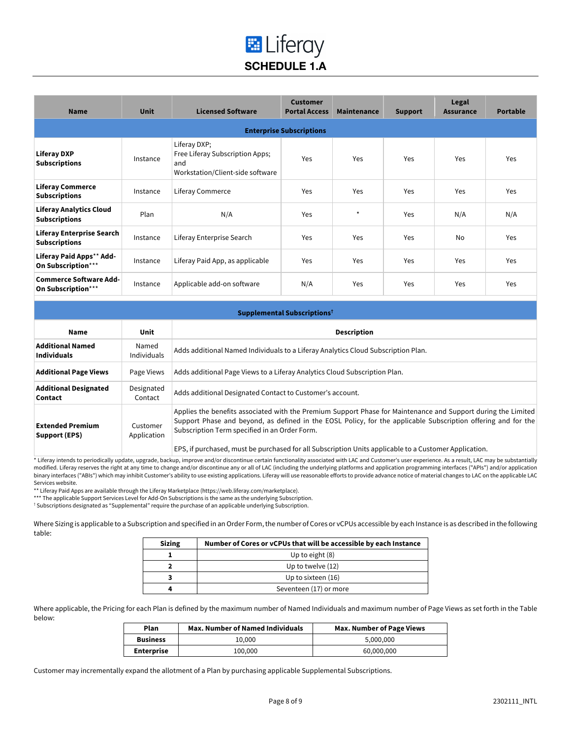# SCHEDULE 1.A

| Name | Unit | Licensed Software | Customer Portal Access | Maintenance | Support | Legal Assurance | Portable |
|---|---|---|---|---|---|---|---|
| **Enterprise Subscriptions** | | | | | | | |
| **Liferay DXP Subscriptions** | Instance | Liferay DXP; Free Liferay Subscription Apps; and Workstation/Client-side software | Yes | Yes | Yes | Yes | Yes |
| **Liferay Commerce Subscriptions** | Instance | Liferay Commerce | Yes | Yes | Yes | Yes | Yes |
| **Liferay Analytics Cloud Subscriptions** | Plan | N/A | Yes | * | Yes | N/A | N/A |
| **Liferay Enterprise Search Subscriptions** | Instance | Liferay Enterprise Search | Yes | Yes | Yes | No | Yes |
| **Liferay Paid Apps** ** **Add-On Subscription** *** | Instance | Liferay Paid App, as applicable | Yes | Yes | Yes | Yes | Yes |
| **Commerce Software Add-On Subscription** *** | Instance | Applicable add-on software | N/A | Yes | Yes | Yes | Yes |

| Name | Unit | Description |
|---|---|---|
| **Supplemental Subscriptions**† | | |
| **Additional Named Individuals** | Named Individuals | Adds additional Named Individuals to a Liferay Analytics Cloud Subscription Plan. |
| **Additional Page Views** | Page Views | Adds additional Page Views to a Liferay Analytics Cloud Subscription Plan. |
| **Additional Designated Contact** | Designated Contact | Adds additional Designated Contact to Customer's account. |
| **Extended Premium Support (EPS)** | Customer Application | Applies the benefits associated with the Premium Support Phase for Maintenance and Support during the Limited Support Phase and beyond, as defined in the EOSL Policy, for the applicable Subscription offering and for the Subscription Term specified in an Order Form.<br><br>EPS, if purchased, must be purchased for all Subscription Units applicable to a Customer Application. |

* Liferay intends to periodically update, upgrade, backup, improve and/or discontinue certain functionality associated with LAC and Customer's user experience. As a result, LAC may be substantially modified. Liferay reserves the right at any time to change and/or discontinue any or all of LAC (including the underlying platforms and application programming interfaces ("APIs") and/or application binary interfaces ("ABIs") which may inhibit Customer's ability to use existing applications. Liferay will use reasonable efforts to provide advance notice of material changes to LAC on the applicable LAC Services website.

** Liferay Paid Apps are available through the Liferay Marketplace (https://web.liferay.com/marketplace).

*** The applicable Support Services Level for Add-On Subscriptions is the same as the underlying Subscription.

† Subscriptions designated as "Supplemental" require the purchase of an applicable underlying Subscription.

Where Sizing is applicable to a Subscription and specified in an Order Form, the number of Cores or vCPUs accessible by each Instance is as described in the following table:

| Sizing | Number of Cores or vCPUs that will be accessible by each Instance |
|---|---|
| **1** | Up to eight (8) |
| **2** | Up to twelve (12) |
| **3** | Up to sixteen (16) |
| **4** | Seventeen (17) or more |

Where applicable, the Pricing for each Plan is defined by the maximum number of Named Individuals and maximum number of Page Views as set forth in the Table below:

| Plan | Max. Number of Named Individuals | Max. Number of Page Views |
|---|---|---|
| **Business** | 10,000 | 5,000,000 |
| **Enterprise** | 100,000 | 60,000,000 |

Customer may incrementally expand the allotment of a Plan by purchasing applicable Supplemental Subscriptions.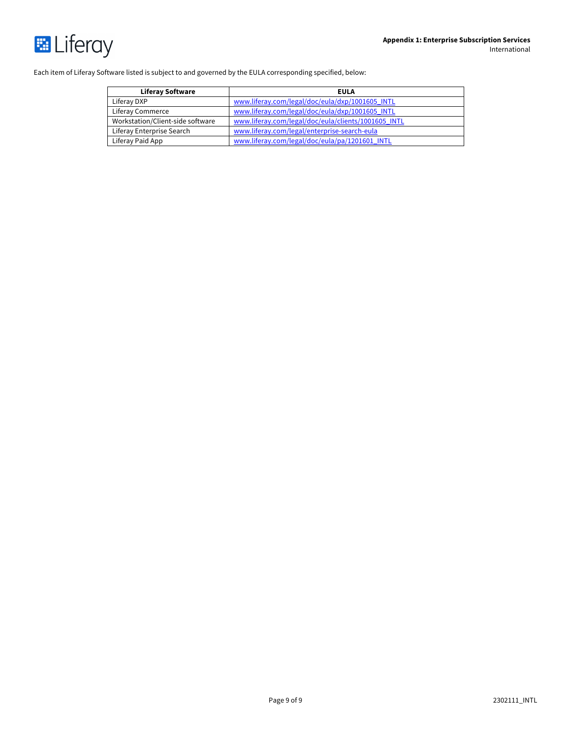Each item of Liferay Software listed is subject to and governed by the EULA corresponding specified, below:

| Liferay Software | EULA |
|---|---|
| Liferay DXP | www.liferay.com/legal/doc/eula/dxp/1001605_INTL |
| Liferay Commerce | www.liferay.com/legal/doc/eula/dxp/1001605_INTL |
| Workstation/Client-side software | www.liferay.com/legal/doc/eula/clients/1001605_INTL |
| Liferay Enterprise Search | www.liferay.com/legal/enterprise-search-eula |
| Liferay Paid App | www.liferay.com/legal/doc/eula/pa/1201601_INTL |